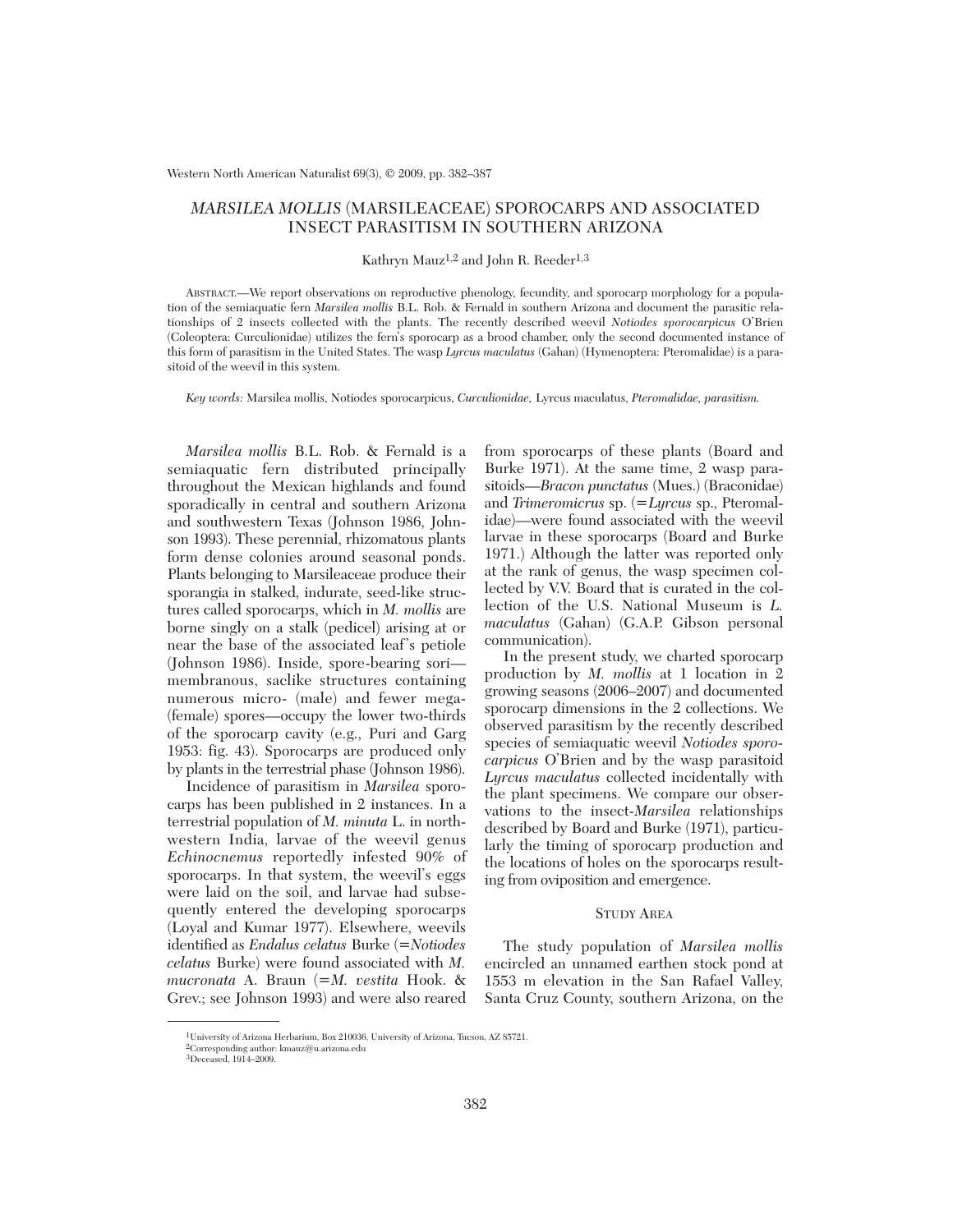# *MARSILEA MOLLIS* (MARSILEACEAE) SPOROCARPS AND ASSOCIATED INSECT PARASITISM IN SOUTHERN ARIZONA

Kathryn Mauz[1,2] and John R. Reeder[1,3]

ABSTRACT.—We report observations on reproductive phenology, fecundity, and sporocarp morphology for a population of the semiaquatic fern *Marsilea mollis* B.L. Rob. & Fernald in southern Arizona and document the parasitic relationships of 2 insects collected with the plants. The recently described weevil *Notiodes sporocarpicus* O'Brien (Coleoptera: Curculionidae) utilizes the fern's sporocarp as a brood chamber, only the second documented instance of this form of parasitism in the United States. The wasp *Lyrcus maculatus* (Gahan) (Hymenoptera: Pteromalidae) is a parasitoid of the weevil in this system.

*Key words:* Marsilea mollis, Notiodes sporocarpicus, *Curculionidae,* Lyrcus maculatus, *Pteromalidae, parasitism.*

*Marsilea mollis* B.L. Rob. & Fernald is a semiaquatic fern distributed principally throughout the Mexican highlands and found sporadically in central and southern Arizona and southwestern Texas (Johnson 1986, Johnson 1993). These perennial, rhizomatous plants form dense colonies around seasonal ponds. Plants belonging to Marsileaceae produce their sporangia in stalked, indurate, seed-like structures called sporocarps, which in *M. mollis* are borne singly on a stalk (pedicel) arising at or near the base of the associated leaf's petiole (Johnson 1986). Inside, spore-bearing sori—membranous, saclike structures containing numerous micro- (male) and fewer mega- (female) spores—occupy the lower two-thirds of the sporocarp cavity (e.g., Puri and Garg 1953: fig. 43). Sporocarps are produced only by plants in the terrestrial phase (Johnson 1986).

Incidence of parasitism in *Marsilea* sporocarps has been published in 2 instances. In a terrestrial population of *M. minuta* L. in northwestern India, larvae of the weevil genus *Echinocnemus* reportedly infested 90% of sporocarps. In that system, the weevil's eggs were laid on the soil, and larvae had subsequently entered the developing sporocarps (Loyal and Kumar 1977). Elsewhere, weevils identified as *Endalus celatus* Burke (=*Notiodes celatus* Burke) were found associated with *M. mucronata* A. Braun (=*M. vestita* Hook. & Grev.; see Johnson 1993) and were also reared from sporocarps of these plants (Board and Burke 1971). At the same time, 2 wasp parasitoids—*Bracon punctatus* (Mues.) (Braconidae) and *Trimeromicrus* sp. (=*Lyrcus* sp., Pteromalidae)—were found associated with the weevil larvae in these sporocarps (Board and Burke 1971.) Although the latter was reported only at the rank of genus, the wasp specimen collected by V.V. Board that is curated in the collection of the U.S. National Museum is *L. maculatus* (Gahan) (G.A.P. Gibson personal communication).

In the present study, we charted sporocarp production by *M. mollis* at 1 location in 2 growing seasons (2006–2007) and documented sporocarp dimensions in the 2 collections. We observed parasitism by the recently described species of semiaquatic weevil *Notiodes sporocarpicus* O'Brien and by the wasp parasitoid *Lyrcus maculatus* collected incidentally with the plant specimens. We compare our observations to the insect-*Marsilea* relationships described by Board and Burke (1971), particularly the timing of sporocarp production and the locations of holes on the sporocarps resulting from oviposition and emergence.

## STUDY AREA

The study population of *Marsilea mollis* encircled an unnamed earthen stock pond at 1553 m elevation in the San Rafael Valley, Santa Cruz County, southern Arizona, on the

[1]University of Arizona Herbarium, Box 210036, University of Arizona, Tucson, AZ 85721.

[2]Corresponding author: kmauz@u.arizona.edu

[3]Deceased, 1914–2009.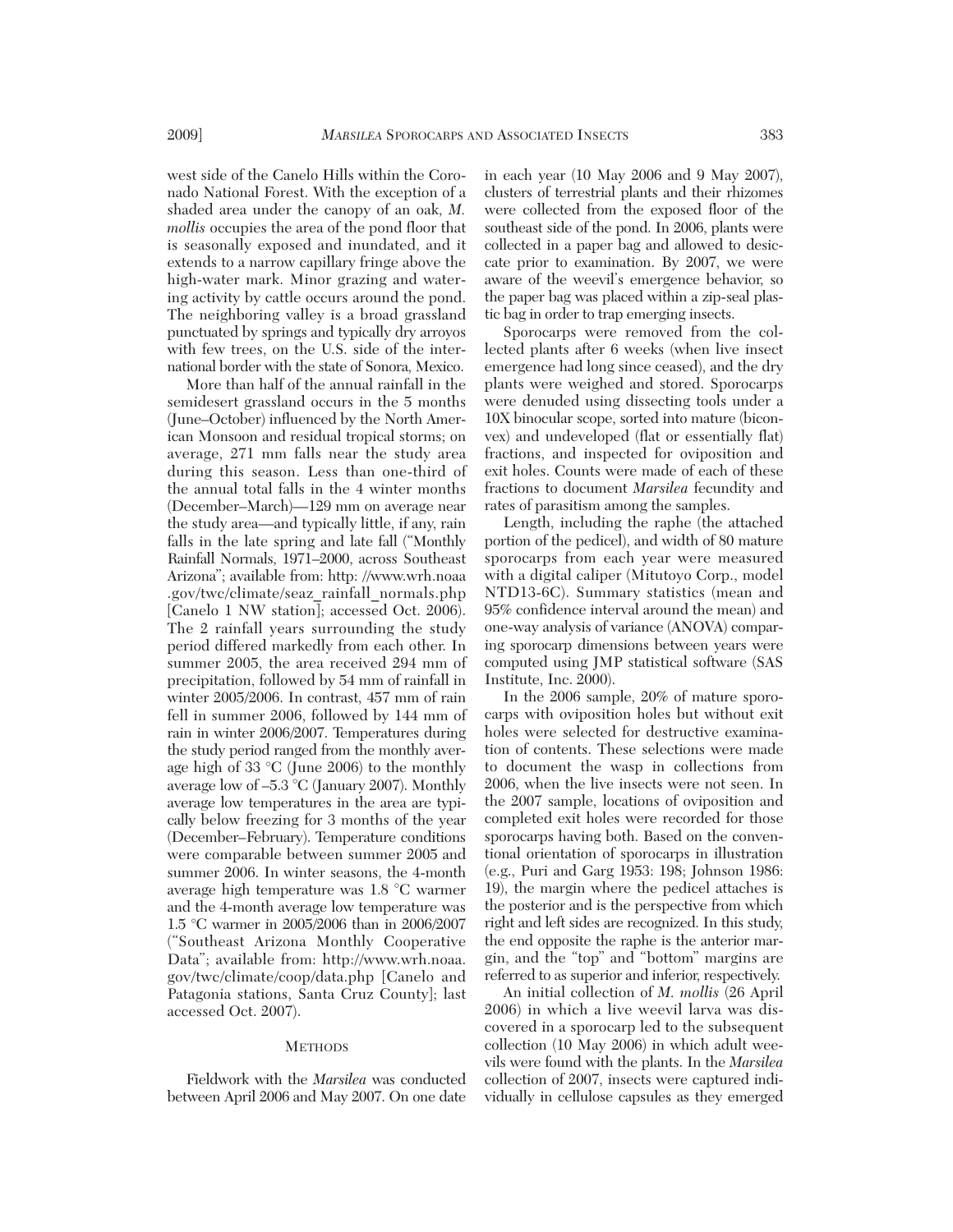west side of the Canelo Hills within the Coronado National Forest. With the exception of a shaded area under the canopy of an oak, *M. mollis* occupies the area of the pond floor that is seasonally exposed and inundated, and it extends to a narrow capillary fringe above the high-water mark. Minor grazing and watering activity by cattle occurs around the pond. The neighboring valley is a broad grassland punctuated by springs and typically dry arroyos with few trees, on the U.S. side of the international border with the state of Sonora, Mexico.

More than half of the annual rainfall in the semidesert grassland occurs in the 5 months (June–October) influenced by the North American Monsoon and residual tropical storms; on average, 271 mm falls near the study area during this season. Less than one-third of the annual total falls in the 4 winter months (December–March)—129 mm on average near the study area—and typically little, if any, rain falls in the late spring and late fall ("Monthly Rainfall Normals, 1971–2000, across Southeast Arizona"; available from: http: //www.wrh.noaa .gov/twc/climate/seaz_rainfall_normals.php [Canelo 1 NW station]; accessed Oct. 2006). The 2 rainfall years surrounding the study period differed markedly from each other. In summer 2005, the area received 294 mm of precipitation, followed by 54 mm of rainfall in winter 2005/2006. In contrast, 457 mm of rain fell in summer 2006, followed by 144 mm of rain in winter 2006/2007. Temperatures during the study period ranged from the monthly average high of 33 °C (June 2006) to the monthly average low of –5.3 °C (January 2007). Monthly average low temperatures in the area are typically below freezing for 3 months of the year (December–February). Temperature conditions were comparable between summer 2005 and summer 2006. In winter seasons, the 4-month average high temperature was 1.8 °C warmer and the 4-month average low temperature was 1.5 °C warmer in 2005/2006 than in 2006/2007 ("Southeast Arizona Monthly Cooperative Data"; available from: http://www.wrh.noaa. gov/twc/climate/coop/data.php [Canelo and Patagonia stations, Santa Cruz County]; last accessed Oct. 2007).

## METHODS

Fieldwork with the *Marsilea* was conducted between April 2006 and May 2007. On one date in each year (10 May 2006 and 9 May 2007), clusters of terrestrial plants and their rhizomes were collected from the exposed floor of the southeast side of the pond. In 2006, plants were collected in a paper bag and allowed to desiccate prior to examination. By 2007, we were aware of the weevil's emergence behavior, so the paper bag was placed within a zip-seal plastic bag in order to trap emerging insects.

Sporocarps were removed from the collected plants after 6 weeks (when live insect emergence had long since ceased), and the dry plants were weighed and stored. Sporocarps were denuded using dissecting tools under a 10X binocular scope, sorted into mature (biconvex) and undeveloped (flat or essentially flat) fractions, and inspected for oviposition and exit holes. Counts were made of each of these fractions to document *Marsilea* fecundity and rates of parasitism among the samples.

Length, including the raphe (the attached portion of the pedicel), and width of 80 mature sporocarps from each year were measured with a digital caliper (Mitutoyo Corp., model NTD13-6C). Summary statistics (mean and 95% confidence interval around the mean) and one-way analysis of variance (ANOVA) comparing sporocarp dimensions between years were computed using JMP statistical software (SAS Institute, Inc. 2000).

In the 2006 sample, 20% of mature sporocarps with oviposition holes but without exit holes were selected for destructive examination of contents. These selections were made to document the wasp in collections from 2006, when the live insects were not seen. In the 2007 sample, locations of oviposition and completed exit holes were recorded for those sporocarps having both. Based on the conventional orientation of sporocarps in illustration (e.g., Puri and Garg 1953: 198; Johnson 1986: 19), the margin where the pedicel attaches is the posterior and is the perspective from which right and left sides are recognized. In this study, the end opposite the raphe is the anterior margin, and the "top" and "bottom" margins are referred to as superior and inferior, respectively.

An initial collection of *M. mollis* (26 April 2006) in which a live weevil larva was discovered in a sporocarp led to the subsequent collection (10 May 2006) in which adult weevils were found with the plants. In the *Marsilea* collection of 2007, insects were captured individually in cellulose capsules as they emerged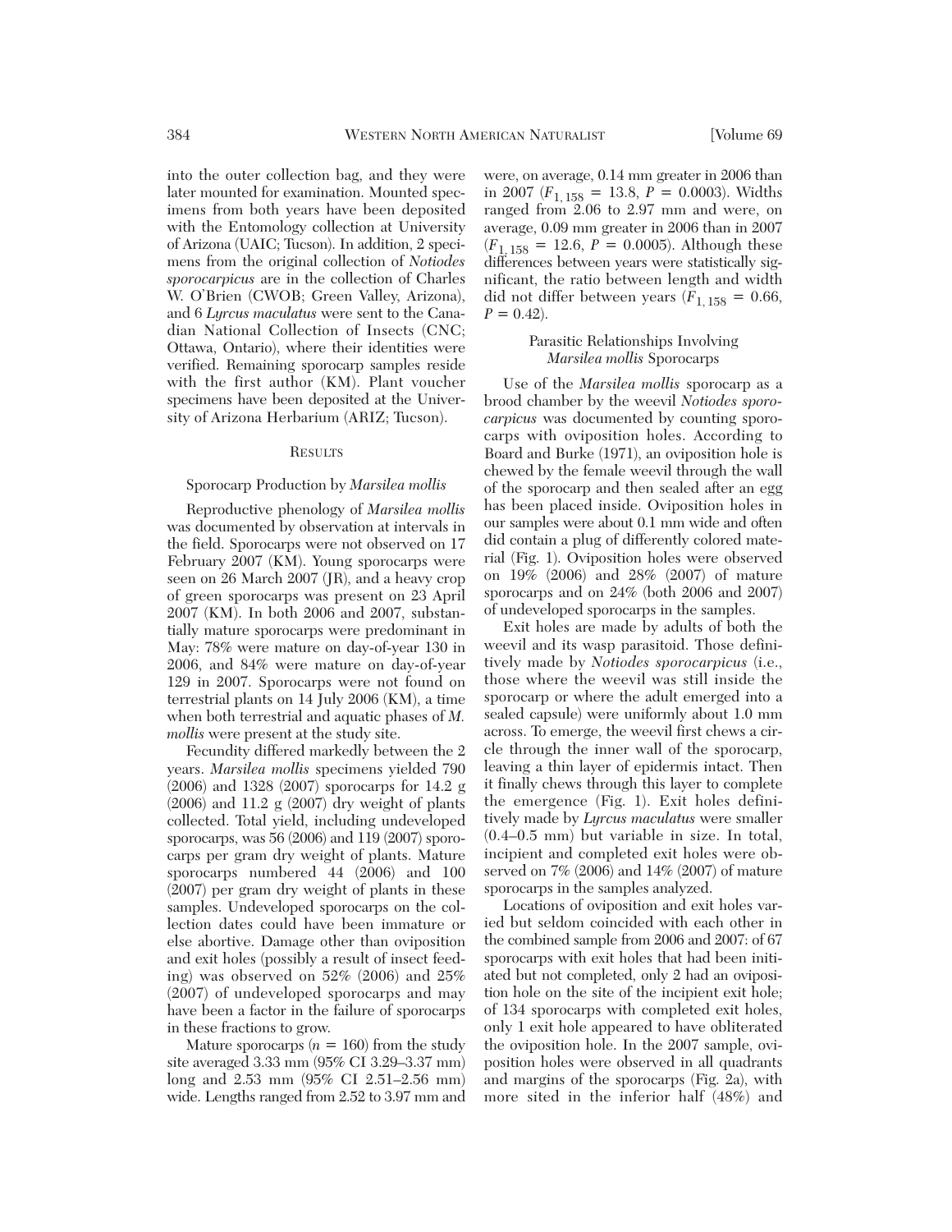into the outer collection bag, and they were later mounted for examination. Mounted specimens from both years have been deposited with the Entomology collection at University of Arizona (UAIC; Tucson). In addition, 2 specimens from the original collection of *Notiodes sporocarpicus* are in the collection of Charles W. O'Brien (CWOB; Green Valley, Arizona), and 6 *Lyrcus maculatus* were sent to the Canadian National Collection of Insects (CNC; Ottawa, Ontario), where their identities were verified. Remaining sporocarp samples reside with the first author (KM). Plant voucher specimens have been deposited at the University of Arizona Herbarium (ARIZ; Tucson).

## Results

### Sporocarp Production by *Marsilea mollis*

Reproductive phenology of *Marsilea mollis* was documented by observation at intervals in the field. Sporocarps were not observed on 17 February 2007 (KM). Young sporocarps were seen on 26 March 2007 (JR), and a heavy crop of green sporocarps was present on 23 April 2007 (KM). In both 2006 and 2007, substantially mature sporocarps were predominant in May: 78% were mature on day-of-year 130 in 2006, and 84% were mature on day-of-year 129 in 2007. Sporocarps were not found on terrestrial plants on 14 July 2006 (KM), a time when both terrestrial and aquatic phases of *M. mollis* were present at the study site.

Fecundity differed markedly between the 2 years. *Marsilea mollis* specimens yielded 790 (2006) and 1328 (2007) sporocarps for 14.2 g (2006) and 11.2 g (2007) dry weight of plants collected. Total yield, including undeveloped sporocarps, was 56 (2006) and 119 (2007) sporocarps per gram dry weight of plants. Mature sporocarps numbered 44 (2006) and 100 (2007) per gram dry weight of plants in these samples. Undeveloped sporocarps on the collection dates could have been immature or else abortive. Damage other than oviposition and exit holes (possibly a result of insect feeding) was observed on 52% (2006) and 25% (2007) of undeveloped sporocarps and may have been a factor in the failure of sporocarps in these fractions to grow.

Mature sporocarps ($n$ = 160) from the study site averaged 3.33 mm (95% CI 3.29–3.37 mm) long and 2.53 mm (95% CI 2.51–2.56 mm) wide. Lengths ranged from 2.52 to 3.97 mm and were, on average, 0.14 mm greater in 2006 than in 2007 ($F_{1, 158} = 13.8$, $P = 0.0003$). Widths ranged from 2.06 to 2.97 mm and were, on average, 0.09 mm greater in 2006 than in 2007 ($F_{1, 158} = 12.6$, $P = 0.0005$). Although these differences between years were statistically significant, the ratio between length and width did not differ between years ($F_{1, 158} = 0.66$, $P = 0.42$).

### Parasitic Relationships Involving *Marsilea mollis* Sporocarps

Use of the *Marsilea mollis* sporocarp as a brood chamber by the weevil *Notiodes sporocarpicus* was documented by counting sporocarps with oviposition holes. According to Board and Burke (1971), an oviposition hole is chewed by the female weevil through the wall of the sporocarp and then sealed after an egg has been placed inside. Oviposition holes in our samples were about 0.1 mm wide and often did contain a plug of differently colored material (Fig. 1). Oviposition holes were observed on 19% (2006) and 28% (2007) of mature sporocarps and on 24% (both 2006 and 2007) of undeveloped sporocarps in the samples.

Exit holes are made by adults of both the weevil and its wasp parasitoid. Those definitively made by *Notiodes sporocarpicus* (i.e., those where the weevil was still inside the sporocarp or where the adult emerged into a sealed capsule) were uniformly about 1.0 mm across. To emerge, the weevil first chews a circle through the inner wall of the sporocarp, leaving a thin layer of epidermis intact. Then it finally chews through this layer to complete the emergence (Fig. 1). Exit holes definitively made by *Lyrcus maculatus* were smaller (0.4–0.5 mm) but variable in size. In total, incipient and completed exit holes were observed on 7% (2006) and 14% (2007) of mature sporocarps in the samples analyzed.

Locations of oviposition and exit holes varied but seldom coincided with each other in the combined sample from 2006 and 2007: of 67 sporocarps with exit holes that had been initiated but not completed, only 2 had an oviposition hole on the site of the incipient exit hole; of 134 sporocarps with completed exit holes, only 1 exit hole appeared to have obliterated the oviposition hole. In the 2007 sample, oviposition holes were observed in all quadrants and margins of the sporocarps (Fig. 2a), with more sited in the inferior half (48%) and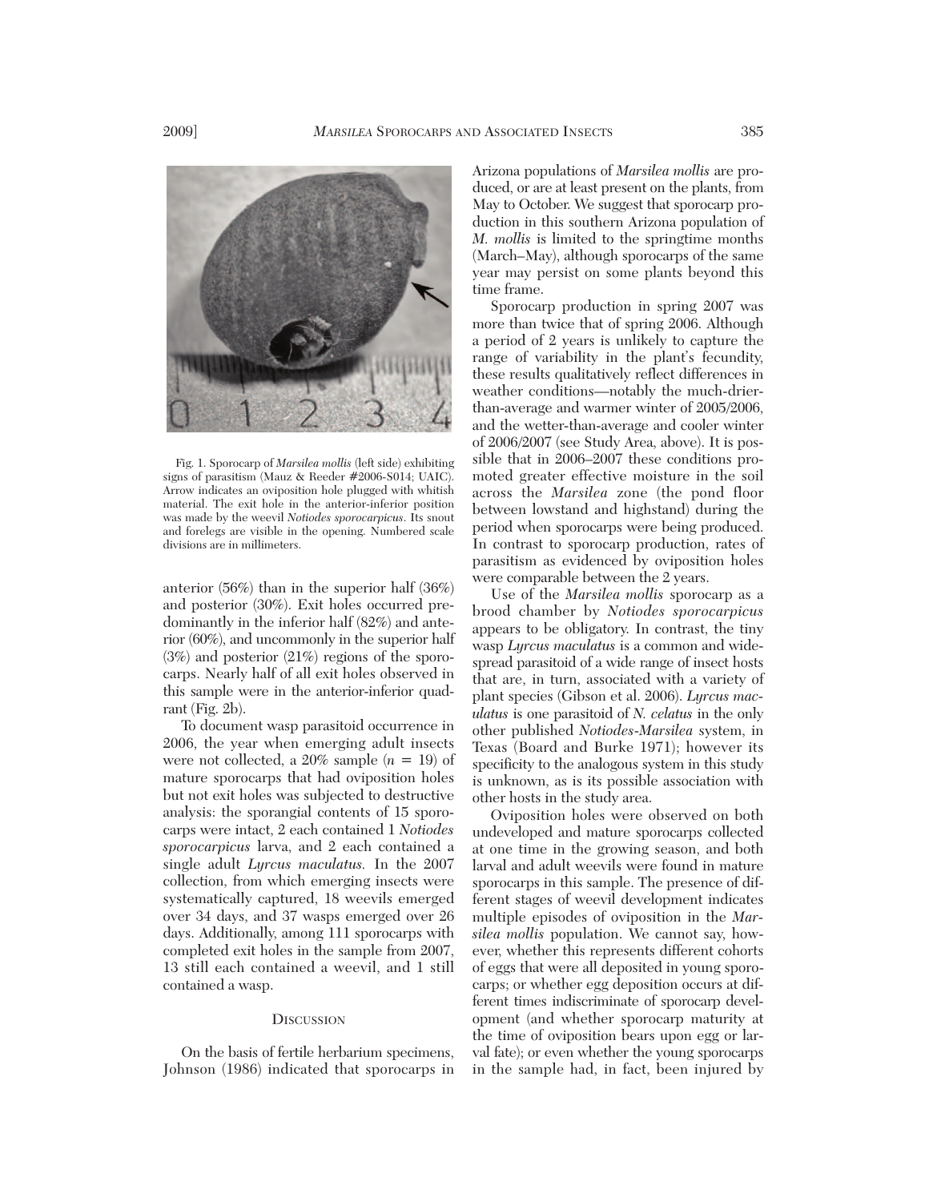Fig. 1. Sporocarp of *Marsilea mollis* (left side) exhibiting signs of parasitism (Mauz & Reeder #2006-S014; UAIC). Arrow indicates an oviposition hole plugged with whitish material. The exit hole in the anterior-inferior position was made by the weevil *Notiodes sporocarpicus*. Its snout and forelegs are visible in the opening. Numbered scale divisions are in millimeters.

anterior (56%) than in the superior half (36%) and posterior (30%). Exit holes occurred predominantly in the inferior half (82%) and anterior (60%), and uncommonly in the superior half (3%) and posterior (21%) regions of the sporocarps. Nearly half of all exit holes observed in this sample were in the anterior-inferior quadrant (Fig. 2b).

To document wasp parasitoid occurrence in 2006, the year when emerging adult insects were not collected, a 20% sample ($n = 19$) of mature sporocarps that had oviposition holes but not exit holes was subjected to destructive analysis: the sporangial contents of 15 sporocarps were intact, 2 each contained 1 *Notiodes sporocarpicus* larva, and 2 each contained a single adult *Lyrcus maculatus.* In the 2007 collection, from which emerging insects were systematically captured, 18 weevils emerged over 34 days, and 37 wasps emerged over 26 days. Additionally, among 111 sporocarps with completed exit holes in the sample from 2007, 13 still each contained a weevil, and 1 still contained a wasp.

## Discussion

On the basis of fertile herbarium specimens, Johnson (1986) indicated that sporocarps in Arizona populations of *Marsilea mollis* are produced, or are at least present on the plants, from May to October. We suggest that sporocarp production in this southern Arizona population of *M. mollis* is limited to the springtime months (March–May), although sporocarps of the same year may persist on some plants beyond this time frame.

Sporocarp production in spring 2007 was more than twice that of spring 2006. Although a period of 2 years is unlikely to capture the range of variability in the plant's fecundity, these results qualitatively reflect differences in weather conditions—notably the much-drier-than-average and warmer winter of 2005/2006, and the wetter-than-average and cooler winter of 2006/2007 (see Study Area, above). It is possible that in 2006–2007 these conditions promoted greater effective moisture in the soil across the *Marsilea* zone (the pond floor between lowstand and highstand) during the period when sporocarps were being produced. In contrast to sporocarp production, rates of parasitism as evidenced by oviposition holes were comparable between the 2 years.

Use of the *Marsilea mollis* sporocarp as a brood chamber by *Notiodes sporocarpicus* appears to be obligatory. In contrast, the tiny wasp *Lyrcus maculatus* is a common and widespread parasitoid of a wide range of insect hosts that are, in turn, associated with a variety of plant species (Gibson et al. 2006). *Lyrcus maculatus* is one parasitoid of *N. celatus* in the only other published *Notiodes-Marsilea* system, in Texas (Board and Burke 1971); however its specificity to the analogous system in this study is unknown, as is its possible association with other hosts in the study area.

Oviposition holes were observed on both undeveloped and mature sporocarps collected at one time in the growing season, and both larval and adult weevils were found in mature sporocarps in this sample. The presence of different stages of weevil development indicates multiple episodes of oviposition in the *Marsilea mollis* population. We cannot say, however, whether this represents different cohorts of eggs that were all deposited in young sporocarps; or whether egg deposition occurs at different times indiscriminate of sporocarp development (and whether sporocarp maturity at the time of oviposition bears upon egg or larval fate); or even whether the young sporocarps in the sample had, in fact, been injured by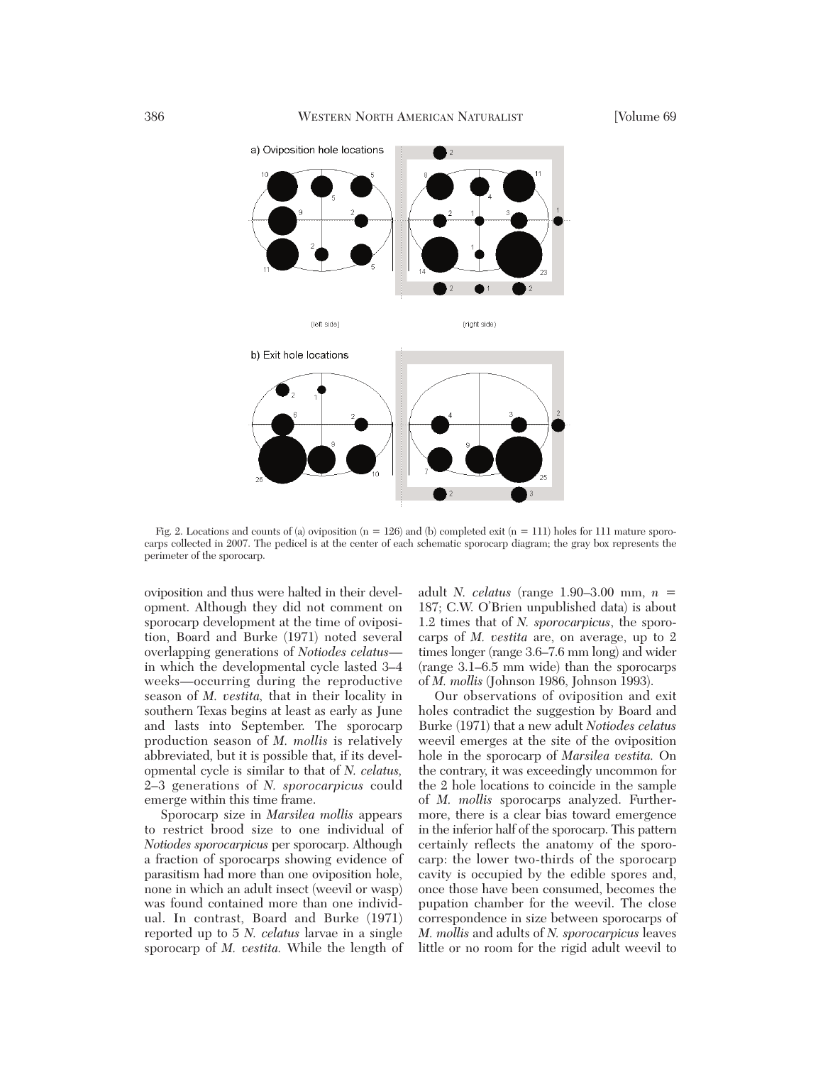Fig. 2. Locations and counts of (a) oviposition (n = 126) and (b) completed exit (n = 111) holes for 111 mature sporocarps collected in 2007. The pedicel is at the center of each schematic sporocarp diagram; the gray box represents the perimeter of the sporocarp.

oviposition and thus were halted in their development. Although they did not comment on sporocarp development at the time of oviposition, Board and Burke (1971) noted several overlapping generations of *Notiodes celatus*—in which the developmental cycle lasted 3–4 weeks—occurring during the reproductive season of *M. vestita,* that in their locality in southern Texas begins at least as early as June and lasts into September. The sporocarp production season of *M. mollis* is relatively abbreviated, but it is possible that, if its developmental cycle is similar to that of *N. celatus,* 2–3 generations of *N. sporocarpicus* could emerge within this time frame.

Sporocarp size in *Marsilea mollis* appears to restrict brood size to one individual of *Notiodes sporocarpicus* per sporocarp. Although a fraction of sporocarps showing evidence of parasitism had more than one oviposition hole, none in which an adult insect (weevil or wasp) was found contained more than one individual. In contrast, Board and Burke (1971) reported up to 5 *N. celatus* larvae in a single sporocarp of *M. vestita.* While the length of adult *N. celatus* (range 1.90–3.00 mm, $n$ = 187; C.W. O'Brien unpublished data) is about 1.2 times that of *N. sporocarpicus*, the sporocarps of *M. vestita* are, on average, up to 2 times longer (range 3.6–7.6 mm long) and wider (range 3.1–6.5 mm wide) than the sporocarps of *M. mollis* (Johnson 1986, Johnson 1993).

Our observations of oviposition and exit holes contradict the suggestion by Board and Burke (1971) that a new adult *Notiodes celatus* weevil emerges at the site of the oviposition hole in the sporocarp of *Marsilea vestita.* On the contrary, it was exceedingly uncommon for the 2 hole locations to coincide in the sample of *M. mollis* sporocarps analyzed. Furthermore, there is a clear bias toward emergence in the inferior half of the sporocarp. This pattern certainly reflects the anatomy of the sporocarp: the lower two-thirds of the sporocarp cavity is occupied by the edible spores and, once those have been consumed, becomes the pupation chamber for the weevil. The close correspondence in size between sporocarps of *M. mollis* and adults of *N. sporocarpicus* leaves little or no room for the rigid adult weevil to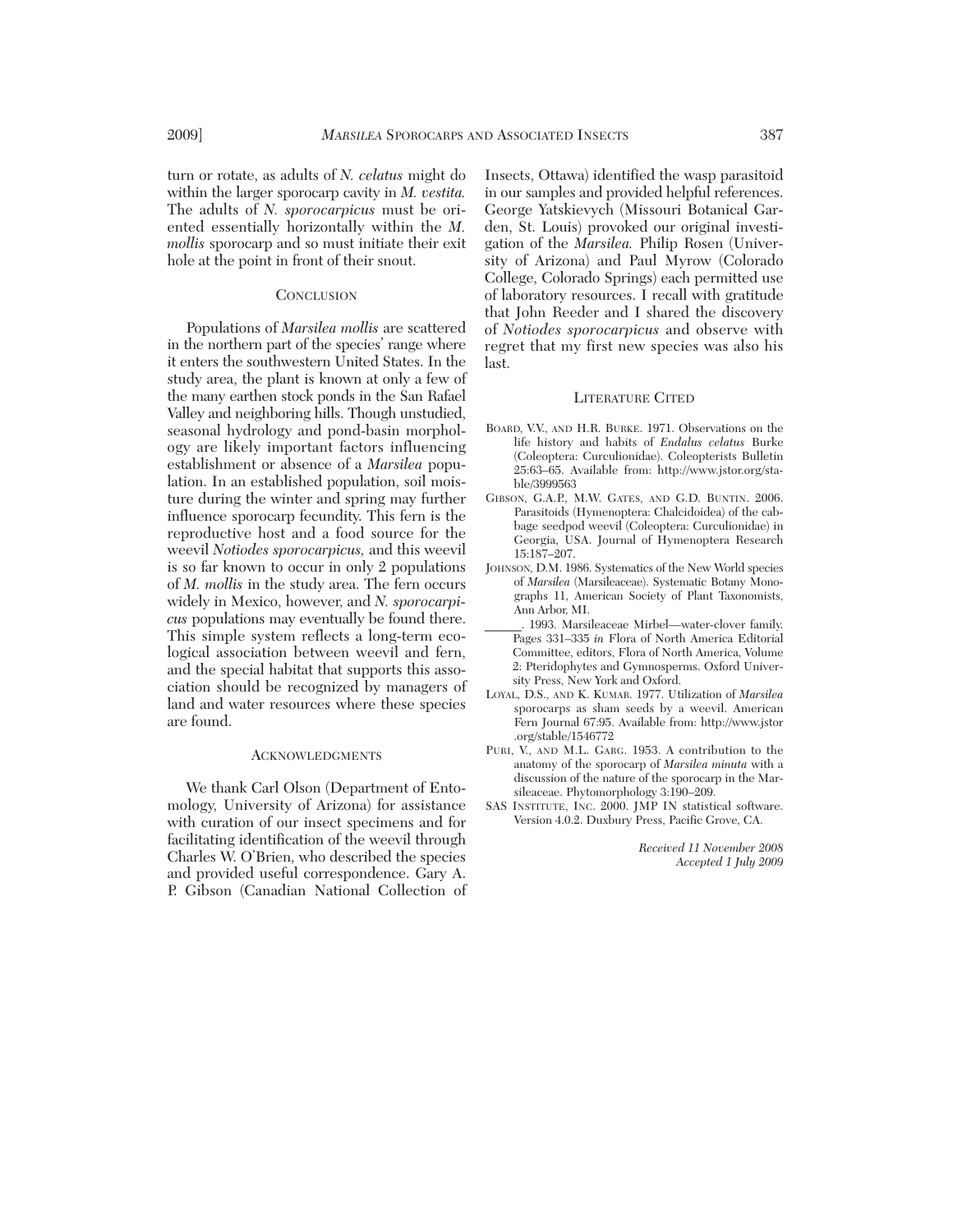turn or rotate, as adults of *N. celatus* might do within the larger sporocarp cavity in *M. vestita.* The adults of *N. sporocarpicus* must be oriented essentially horizontally within the *M. mollis* sporocarp and so must initiate their exit hole at the point in front of their snout.

## Conclusion

Populations of *Marsilea mollis* are scattered in the northern part of the species' range where it enters the southwestern United States. In the study area, the plant is known at only a few of the many earthen stock ponds in the San Rafael Valley and neighboring hills. Though unstudied, seasonal hydrology and pond-basin morphology are likely important factors influencing establishment or absence of a *Marsilea* population. In an established population, soil moisture during the winter and spring may further influence sporocarp fecundity. This fern is the reproductive host and a food source for the weevil *Notiodes sporocarpicus,* and this weevil is so far known to occur in only 2 populations of *M. mollis* in the study area. The fern occurs widely in Mexico, however, and *N. sporocarpicus* populations may eventually be found there. This simple system reflects a long-term ecological association between weevil and fern, and the special habitat that supports this association should be recognized by managers of land and water resources where these species are found.

## Acknowledgments

We thank Carl Olson (Department of Entomology, University of Arizona) for assistance with curation of our insect specimens and for facilitating identification of the weevil through Charles W. O'Brien, who described the species and provided useful correspondence. Gary A. P. Gibson (Canadian National Collection of Insects, Ottawa) identified the wasp parasitoid in our samples and provided helpful references. George Yatskievych (Missouri Botanical Garden, St. Louis) provoked our original investigation of the *Marsilea.* Philip Rosen (University of Arizona) and Paul Myrow (Colorado College, Colorado Springs) each permitted use of laboratory resources. I recall with gratitude that John Reeder and I shared the discovery of *Notiodes sporocarpicus* and observe with regret that my first new species was also his last.

## Literature Cited

Board, V.V., and H.R. Burke. 1971. Observations on the life history and habits of *Endalus celatus* Burke (Coleoptera: Curculionidae). Coleopterists Bulletin 25:63–65. Available from: http://www.jstor.org/stable/3999563

Gibson, G.A.P., M.W. Gates, and G.D. Buntin. 2006. Parasitoids (Hymenoptera: Chalcidoidea) of the cabbage seedpod weevil (Coleoptera: Curculionidae) in Georgia, USA. Journal of Hymenoptera Research 15:187–207.

Johnson, D.M. 1986. Systematics of the New World species of *Marsilea* (Marsileaceae). Systematic Botany Monographs 11, American Society of Plant Taxonomists, Ann Arbor, MI.

\_\_\_\_\_\_. 1993. Marsileaceae Mirbel—water-clover family. Pages 331–335 *in* Flora of North America Editorial Committee, editors, Flora of North America, Volume 2: Pteridophytes and Gymnosperms. Oxford University Press, New York and Oxford.

Loyal, D.S., and K. Kumar. 1977. Utilization of *Marsilea* sporocarps as sham seeds by a weevil. American Fern Journal 67:95. Available from: http://www.jstor.org/stable/1546772

Puri, V., and M.L. Garg. 1953. A contribution to the anatomy of the sporocarp of *Marsilea minuta* with a discussion of the nature of the sporocarp in the Marsileaceae. Phytomorphology 3:190–209.

SAS Institute, Inc. 2000. JMP IN statistical software. Version 4.0.2. Duxbury Press, Pacific Grove, CA.

*Received 11 November 2008*
*Accepted 1 July 2009*